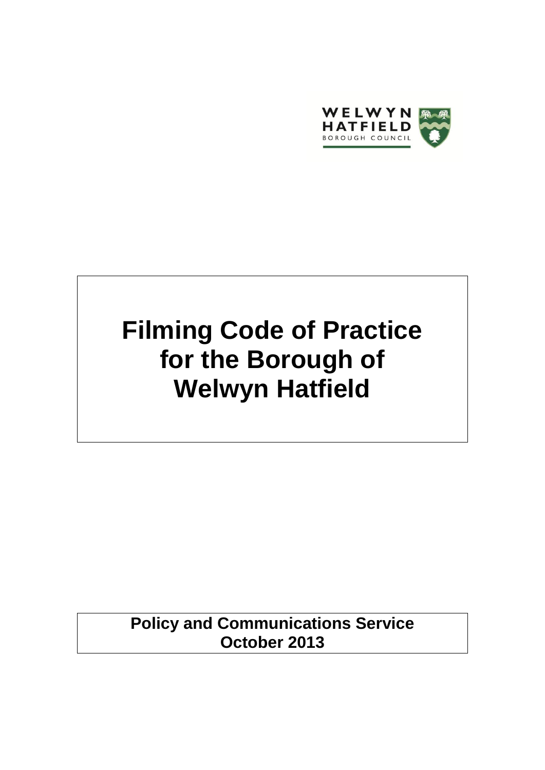WELWYN HATFIELD
BOROUGH COUNCIL

# Filming Code of Practice for the Borough of Welwyn Hatfield

**Policy and Communications Service**
**October 2013**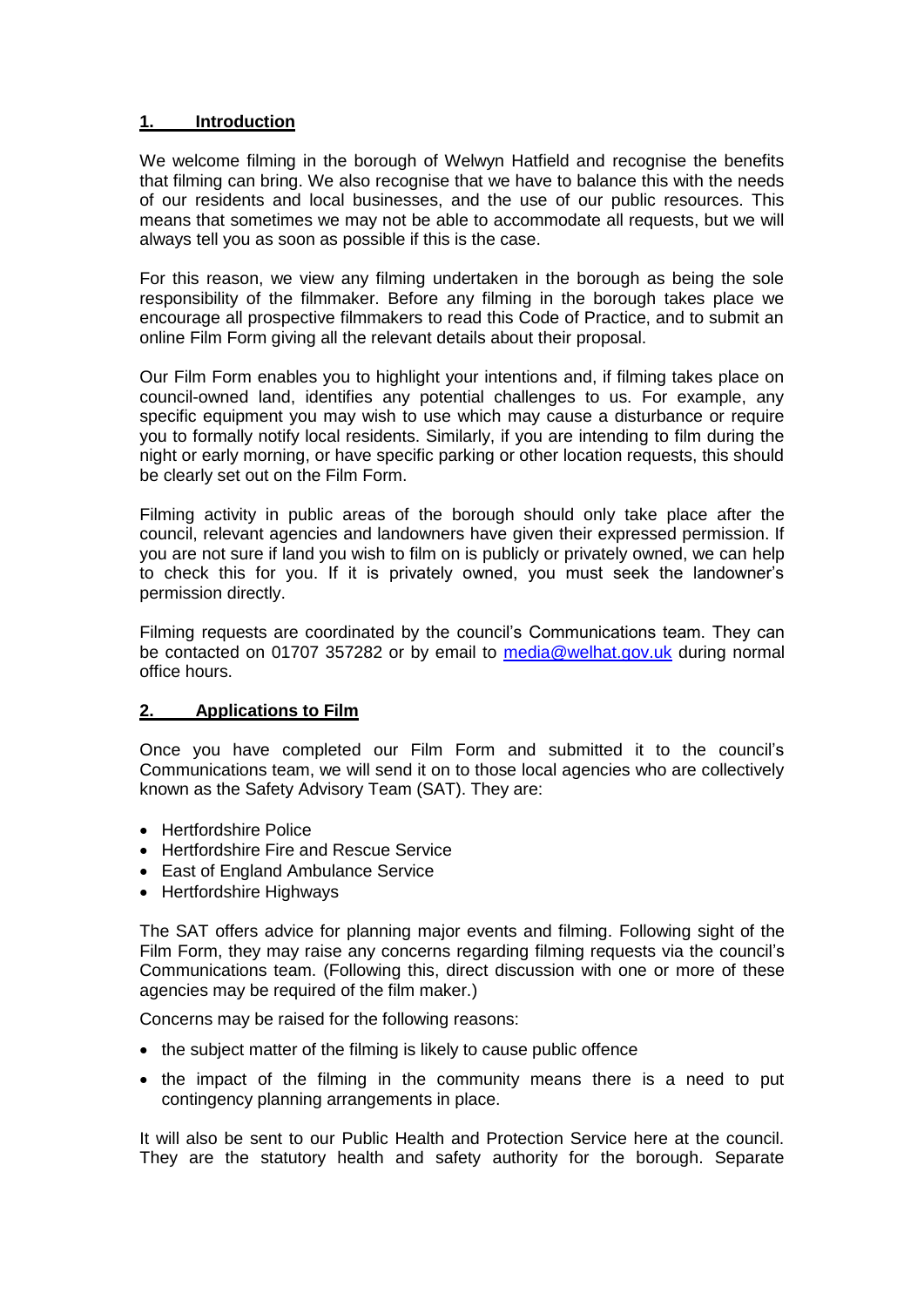## 1. Introduction

We welcome filming in the borough of Welwyn Hatfield and recognise the benefits that filming can bring. We also recognise that we have to balance this with the needs of our residents and local businesses, and the use of our public resources. This means that sometimes we may not be able to accommodate all requests, but we will always tell you as soon as possible if this is the case.

For this reason, we view any filming undertaken in the borough as being the sole responsibility of the filmmaker. Before any filming in the borough takes place we encourage all prospective filmmakers to read this Code of Practice, and to submit an online Film Form giving all the relevant details about their proposal.

Our Film Form enables you to highlight your intentions and, if filming takes place on council-owned land, identifies any potential challenges to us. For example, any specific equipment you may wish to use which may cause a disturbance or require you to formally notify local residents. Similarly, if you are intending to film during the night or early morning, or have specific parking or other location requests, this should be clearly set out on the Film Form.

Filming activity in public areas of the borough should only take place after the council, relevant agencies and landowners have given their expressed permission. If you are not sure if land you wish to film on is publicly or privately owned, we can help to check this for you. If it is privately owned, you must seek the landowner's permission directly.

Filming requests are coordinated by the council's Communications team. They can be contacted on 01707 357282 or by email to media@welhat.gov.uk during normal office hours.

## 2. Applications to Film

Once you have completed our Film Form and submitted it to the council's Communications team, we will send it on to those local agencies who are collectively known as the Safety Advisory Team (SAT). They are:

- Hertfordshire Police
- Hertfordshire Fire and Rescue Service
- East of England Ambulance Service
- Hertfordshire Highways

The SAT offers advice for planning major events and filming. Following sight of the Film Form, they may raise any concerns regarding filming requests via the council's Communications team. (Following this, direct discussion with one or more of these agencies may be required of the film maker.)

Concerns may be raised for the following reasons:

- the subject matter of the filming is likely to cause public offence
- the impact of the filming in the community means there is a need to put contingency planning arrangements in place.

It will also be sent to our Public Health and Protection Service here at the council. They are the statutory health and safety authority for the borough. Separate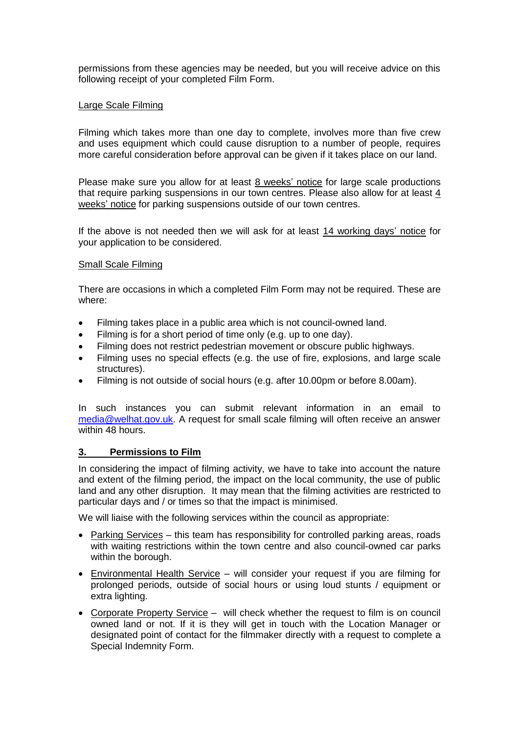permissions from these agencies may be needed, but you will receive advice on this following receipt of your completed Film Form.

Large Scale Filming

Filming which takes more than one day to complete, involves more than five crew and uses equipment which could cause disruption to a number of people, requires more careful consideration before approval can be given if it takes place on our land.

Please make sure you allow for at least 8 weeks' notice for large scale productions that require parking suspensions in our town centres. Please also allow for at least 4 weeks' notice for parking suspensions outside of our town centres.

If the above is not needed then we will ask for at least 14 working days' notice for your application to be considered.

Small Scale Filming

There are occasions in which a completed Film Form may not be required. These are where:

- Filming takes place in a public area which is not council-owned land.
- Filming is for a short period of time only (e.g. up to one day).
- Filming does not restrict pedestrian movement or obscure public highways.
- Filming uses no special effects (e.g. the use of fire, explosions, and large scale structures).
- Filming is not outside of social hours (e.g. after 10.00pm or before 8.00am).

In such instances you can submit relevant information in an email to media@welhat.gov.uk. A request for small scale filming will often receive an answer within 48 hours.

## 3. Permissions to Film

In considering the impact of filming activity, we have to take into account the nature and extent of the filming period, the impact on the local community, the use of public land and any other disruption. It may mean that the filming activities are restricted to particular days and / or times so that the impact is minimised.

We will liaise with the following services within the council as appropriate:

- Parking Services – this team has responsibility for controlled parking areas, roads with waiting restrictions within the town centre and also council-owned car parks within the borough.
- Environmental Health Service – will consider your request if you are filming for prolonged periods, outside of social hours or using loud stunts / equipment or extra lighting.
- Corporate Property Service – will check whether the request to film is on council owned land or not. If it is they will get in touch with the Location Manager or designated point of contact for the filmmaker directly with a request to complete a Special Indemnity Form.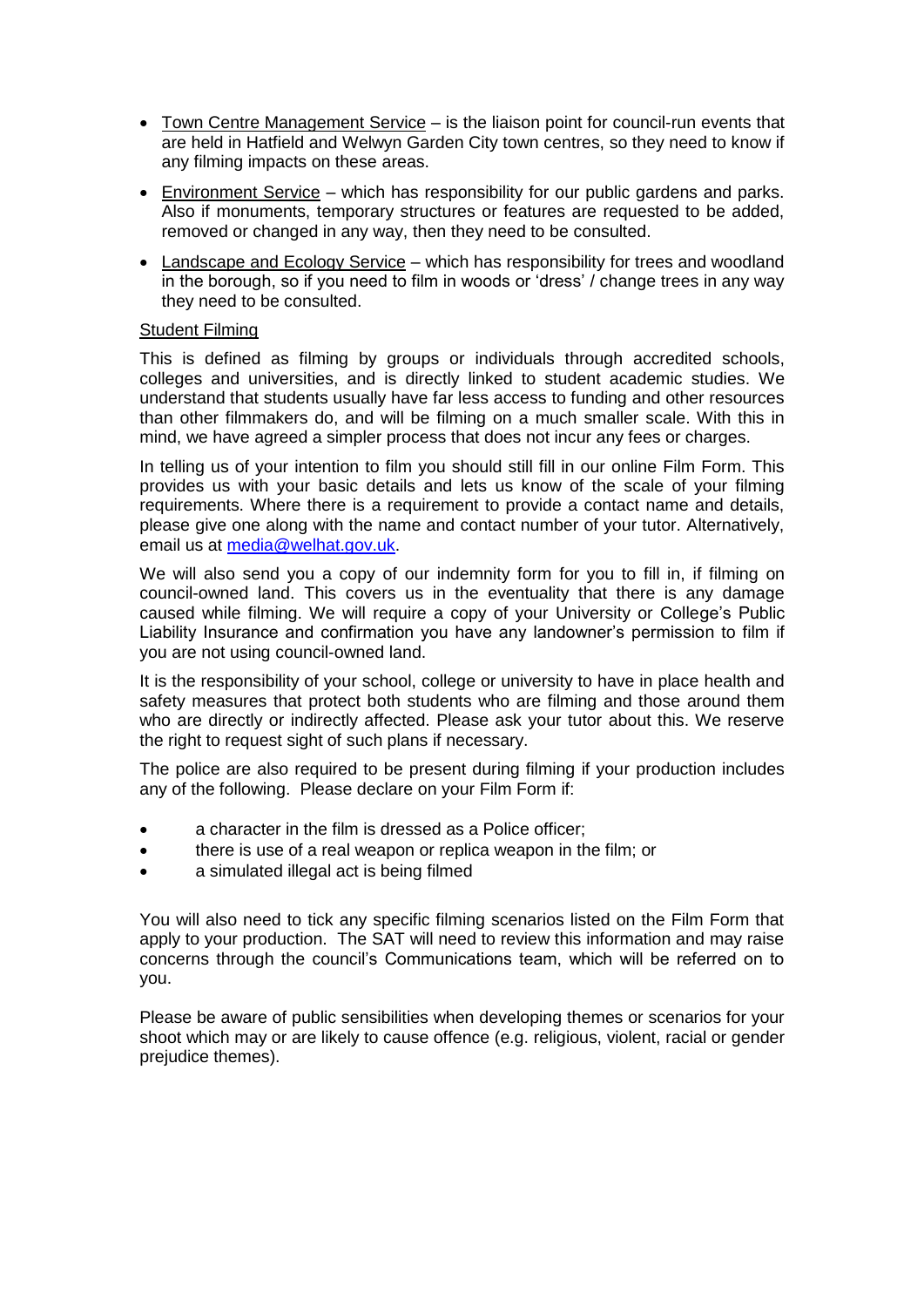- Town Centre Management Service – is the liaison point for council-run events that are held in Hatfield and Welwyn Garden City town centres, so they need to know if any filming impacts on these areas.
- Environment Service – which has responsibility for our public gardens and parks. Also if monuments, temporary structures or features are requested to be added, removed or changed in any way, then they need to be consulted.
- Landscape and Ecology Service – which has responsibility for trees and woodland in the borough, so if you need to film in woods or 'dress' / change trees in any way they need to be consulted.

Student Filming

This is defined as filming by groups or individuals through accredited schools, colleges and universities, and is directly linked to student academic studies. We understand that students usually have far less access to funding and other resources than other filmmakers do, and will be filming on a much smaller scale. With this in mind, we have agreed a simpler process that does not incur any fees or charges.

In telling us of your intention to film you should still fill in our online Film Form. This provides us with your basic details and lets us know of the scale of your filming requirements. Where there is a requirement to provide a contact name and details, please give one along with the name and contact number of your tutor. Alternatively, email us at media@welhat.gov.uk.

We will also send you a copy of our indemnity form for you to fill in, if filming on council-owned land. This covers us in the eventuality that there is any damage caused while filming. We will require a copy of your University or College's Public Liability Insurance and confirmation you have any landowner's permission to film if you are not using council-owned land.

It is the responsibility of your school, college or university to have in place health and safety measures that protect both students who are filming and those around them who are directly or indirectly affected. Please ask your tutor about this. We reserve the right to request sight of such plans if necessary.

The police are also required to be present during filming if your production includes any of the following. Please declare on your Film Form if:

- a character in the film is dressed as a Police officer;
- there is use of a real weapon or replica weapon in the film; or
- a simulated illegal act is being filmed

You will also need to tick any specific filming scenarios listed on the Film Form that apply to your production. The SAT will need to review this information and may raise concerns through the council's Communications team, which will be referred on to you.

Please be aware of public sensibilities when developing themes or scenarios for your shoot which may or are likely to cause offence (e.g. religious, violent, racial or gender prejudice themes).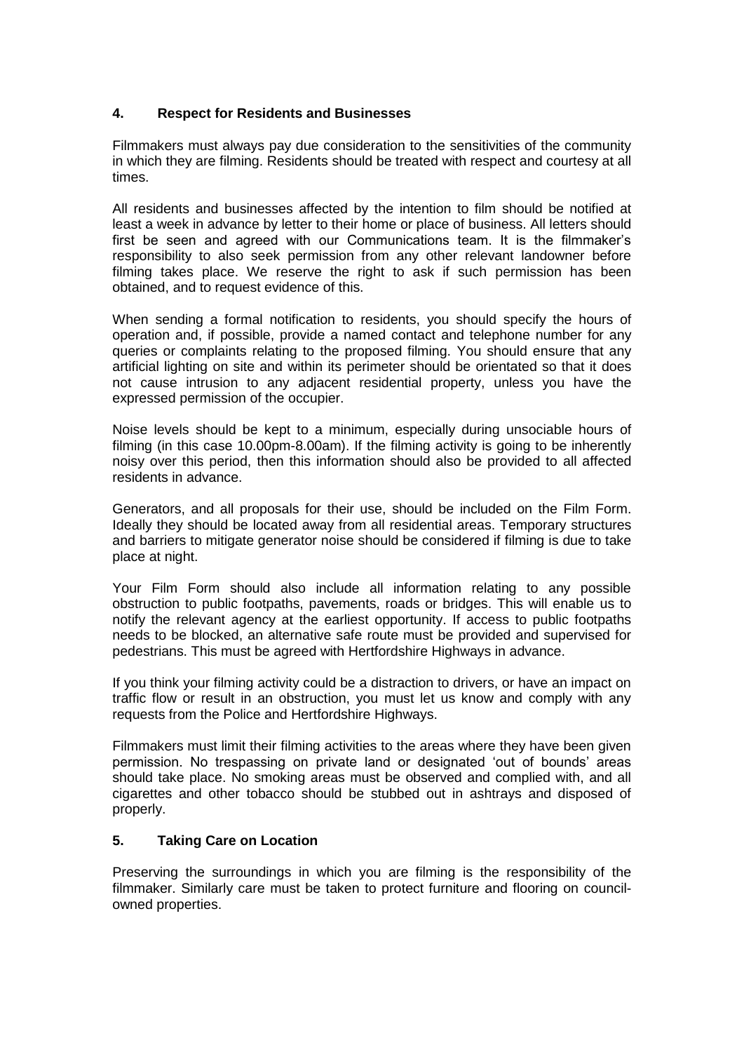## 4. Respect for Residents and Businesses

Filmmakers must always pay due consideration to the sensitivities of the community in which they are filming. Residents should be treated with respect and courtesy at all times.

All residents and businesses affected by the intention to film should be notified at least a week in advance by letter to their home or place of business. All letters should first be seen and agreed with our Communications team. It is the filmmaker's responsibility to also seek permission from any other relevant landowner before filming takes place. We reserve the right to ask if such permission has been obtained, and to request evidence of this.

When sending a formal notification to residents, you should specify the hours of operation and, if possible, provide a named contact and telephone number for any queries or complaints relating to the proposed filming. You should ensure that any artificial lighting on site and within its perimeter should be orientated so that it does not cause intrusion to any adjacent residential property, unless you have the expressed permission of the occupier.

Noise levels should be kept to a minimum, especially during unsociable hours of filming (in this case 10.00pm-8.00am). If the filming activity is going to be inherently noisy over this period, then this information should also be provided to all affected residents in advance.

Generators, and all proposals for their use, should be included on the Film Form. Ideally they should be located away from all residential areas. Temporary structures and barriers to mitigate generator noise should be considered if filming is due to take place at night.

Your Film Form should also include all information relating to any possible obstruction to public footpaths, pavements, roads or bridges. This will enable us to notify the relevant agency at the earliest opportunity. If access to public footpaths needs to be blocked, an alternative safe route must be provided and supervised for pedestrians. This must be agreed with Hertfordshire Highways in advance.

If you think your filming activity could be a distraction to drivers, or have an impact on traffic flow or result in an obstruction, you must let us know and comply with any requests from the Police and Hertfordshire Highways.

Filmmakers must limit their filming activities to the areas where they have been given permission. No trespassing on private land or designated 'out of bounds' areas should take place. No smoking areas must be observed and complied with, and all cigarettes and other tobacco should be stubbed out in ashtrays and disposed of properly.

## 5. Taking Care on Location

Preserving the surroundings in which you are filming is the responsibility of the filmmaker. Similarly care must be taken to protect furniture and flooring on council-owned properties.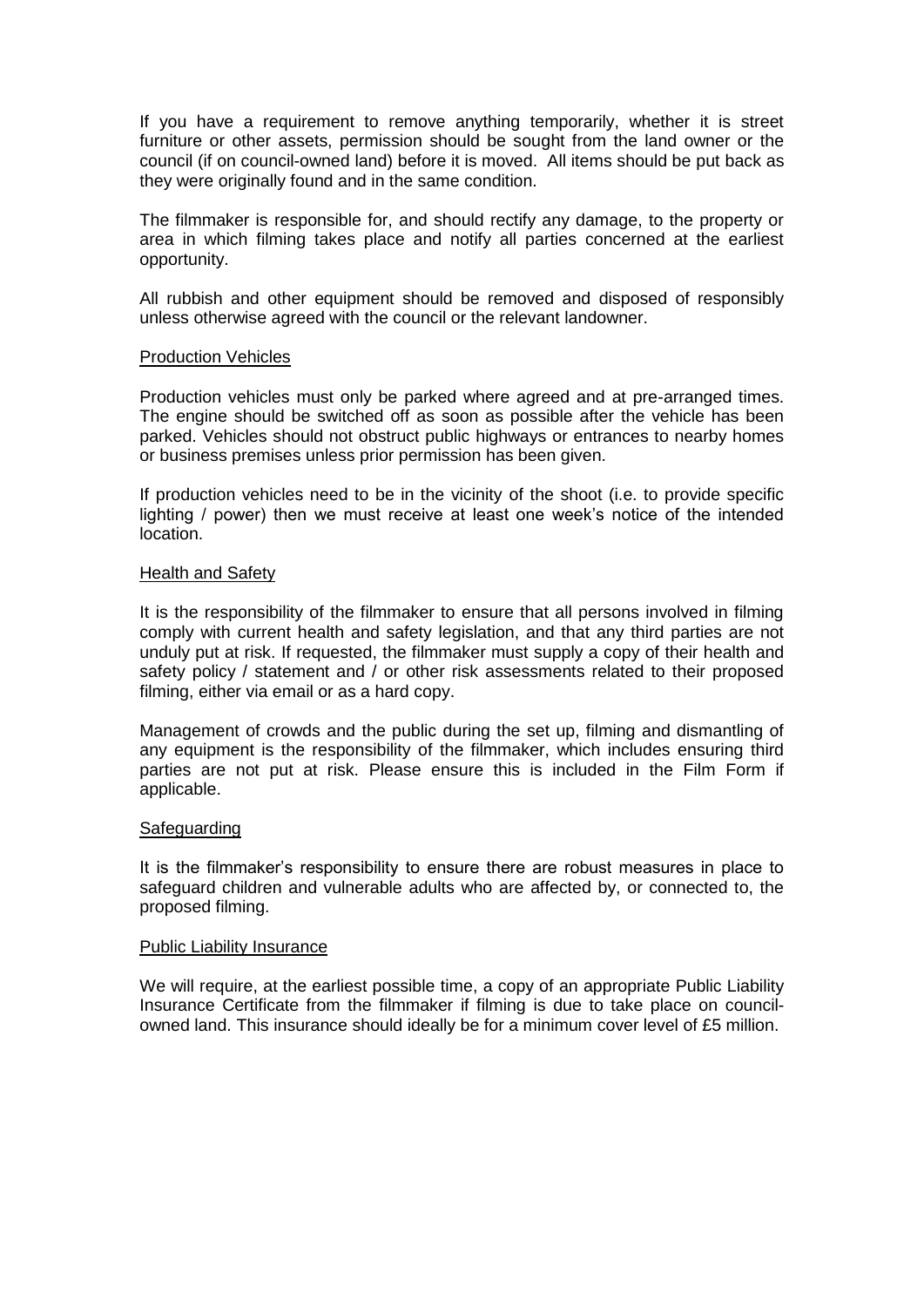If you have a requirement to remove anything temporarily, whether it is street furniture or other assets, permission should be sought from the land owner or the council (if on council-owned land) before it is moved. All items should be put back as they were originally found and in the same condition.

The filmmaker is responsible for, and should rectify any damage, to the property or area in which filming takes place and notify all parties concerned at the earliest opportunity.

All rubbish and other equipment should be removed and disposed of responsibly unless otherwise agreed with the council or the relevant landowner.

## Production Vehicles

Production vehicles must only be parked where agreed and at pre-arranged times. The engine should be switched off as soon as possible after the vehicle has been parked. Vehicles should not obstruct public highways or entrances to nearby homes or business premises unless prior permission has been given.

If production vehicles need to be in the vicinity of the shoot (i.e. to provide specific lighting / power) then we must receive at least one week's notice of the intended location.

## Health and Safety

It is the responsibility of the filmmaker to ensure that all persons involved in filming comply with current health and safety legislation, and that any third parties are not unduly put at risk. If requested, the filmmaker must supply a copy of their health and safety policy / statement and / or other risk assessments related to their proposed filming, either via email or as a hard copy.

Management of crowds and the public during the set up, filming and dismantling of any equipment is the responsibility of the filmmaker, which includes ensuring third parties are not put at risk. Please ensure this is included in the Film Form if applicable.

## Safeguarding

It is the filmmaker's responsibility to ensure there are robust measures in place to safeguard children and vulnerable adults who are affected by, or connected to, the proposed filming.

## Public Liability Insurance

We will require, at the earliest possible time, a copy of an appropriate Public Liability Insurance Certificate from the filmmaker if filming is due to take place on council-owned land. This insurance should ideally be for a minimum cover level of £5 million.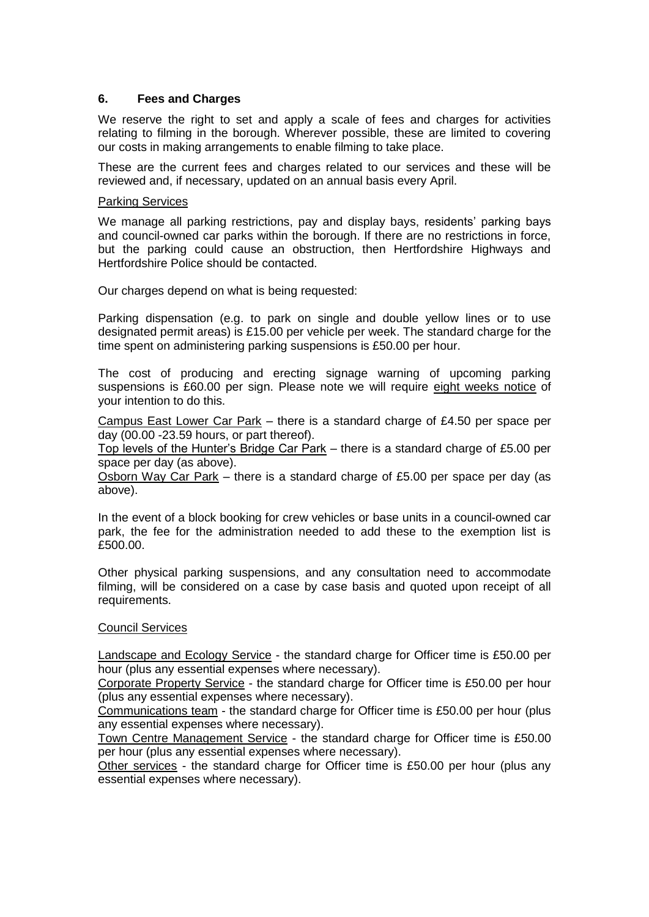## 6. Fees and Charges

We reserve the right to set and apply a scale of fees and charges for activities relating to filming in the borough. Wherever possible, these are limited to covering our costs in making arrangements to enable filming to take place.

These are the current fees and charges related to our services and these will be reviewed and, if necessary, updated on an annual basis every April.

### Parking Services

We manage all parking restrictions, pay and display bays, residents' parking bays and council-owned car parks within the borough. If there are no restrictions in force, but the parking could cause an obstruction, then Hertfordshire Highways and Hertfordshire Police should be contacted.

Our charges depend on what is being requested:

Parking dispensation (e.g. to park on single and double yellow lines or to use designated permit areas) is £15.00 per vehicle per week. The standard charge for the time spent on administering parking suspensions is £50.00 per hour.

The cost of producing and erecting signage warning of upcoming parking suspensions is £60.00 per sign. Please note we will require eight weeks notice of your intention to do this.

Campus East Lower Car Park – there is a standard charge of £4.50 per space per day (00.00 -23.59 hours, or part thereof).
Top levels of the Hunter's Bridge Car Park – there is a standard charge of £5.00 per space per day (as above).
Osborn Way Car Park – there is a standard charge of £5.00 per space per day (as above).

In the event of a block booking for crew vehicles or base units in a council-owned car park, the fee for the administration needed to add these to the exemption list is £500.00.

Other physical parking suspensions, and any consultation need to accommodate filming, will be considered on a case by case basis and quoted upon receipt of all requirements.

### Council Services

Landscape and Ecology Service - the standard charge for Officer time is £50.00 per hour (plus any essential expenses where necessary).
Corporate Property Service - the standard charge for Officer time is £50.00 per hour (plus any essential expenses where necessary).
Communications team - the standard charge for Officer time is £50.00 per hour (plus any essential expenses where necessary).
Town Centre Management Service - the standard charge for Officer time is £50.00 per hour (plus any essential expenses where necessary).
Other services - the standard charge for Officer time is £50.00 per hour (plus any essential expenses where necessary).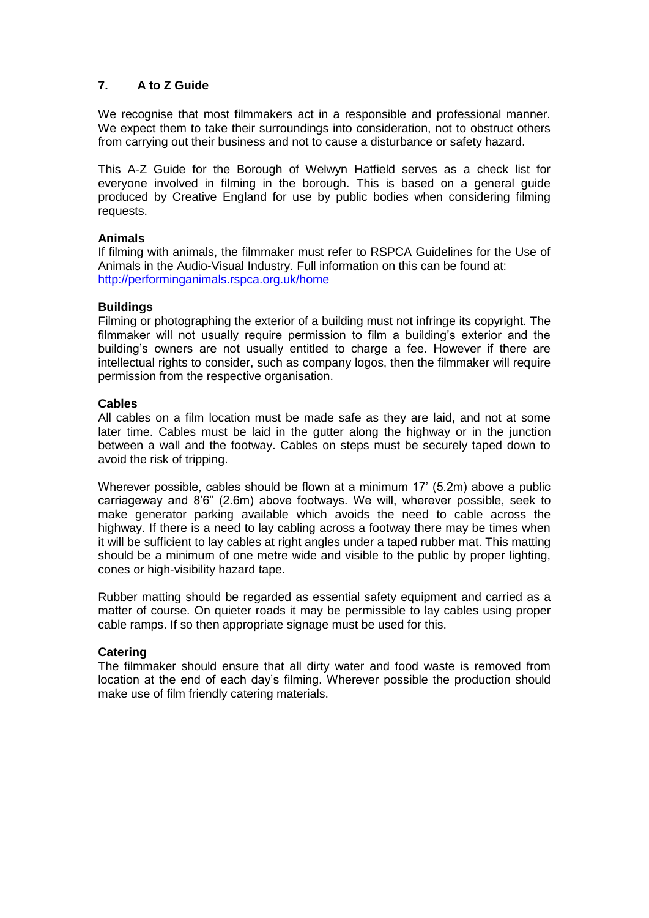## 7. A to Z Guide

We recognise that most filmmakers act in a responsible and professional manner. We expect them to take their surroundings into consideration, not to obstruct others from carrying out their business and not to cause a disturbance or safety hazard.

This A-Z Guide for the Borough of Welwyn Hatfield serves as a check list for everyone involved in filming in the borough. This is based on a general guide produced by Creative England for use by public bodies when considering filming requests.

**Animals**

If filming with animals, the filmmaker must refer to RSPCA Guidelines for the Use of Animals in the Audio-Visual Industry. Full information on this can be found at: http://performinganimals.rspca.org.uk/home

**Buildings**

Filming or photographing the exterior of a building must not infringe its copyright. The filmmaker will not usually require permission to film a building's exterior and the building's owners are not usually entitled to charge a fee. However if there are intellectual rights to consider, such as company logos, then the filmmaker will require permission from the respective organisation.

**Cables**

All cables on a film location must be made safe as they are laid, and not at some later time. Cables must be laid in the gutter along the highway or in the junction between a wall and the footway. Cables on steps must be securely taped down to avoid the risk of tripping.

Wherever possible, cables should be flown at a minimum 17' (5.2m) above a public carriageway and 8'6" (2.6m) above footways. We will, wherever possible, seek to make generator parking available which avoids the need to cable across the highway. If there is a need to lay cabling across a footway there may be times when it will be sufficient to lay cables at right angles under a taped rubber mat. This matting should be a minimum of one metre wide and visible to the public by proper lighting, cones or high-visibility hazard tape.

Rubber matting should be regarded as essential safety equipment and carried as a matter of course. On quieter roads it may be permissible to lay cables using proper cable ramps. If so then appropriate signage must be used for this.

**Catering**

The filmmaker should ensure that all dirty water and food waste is removed from location at the end of each day's filming. Wherever possible the production should make use of film friendly catering materials.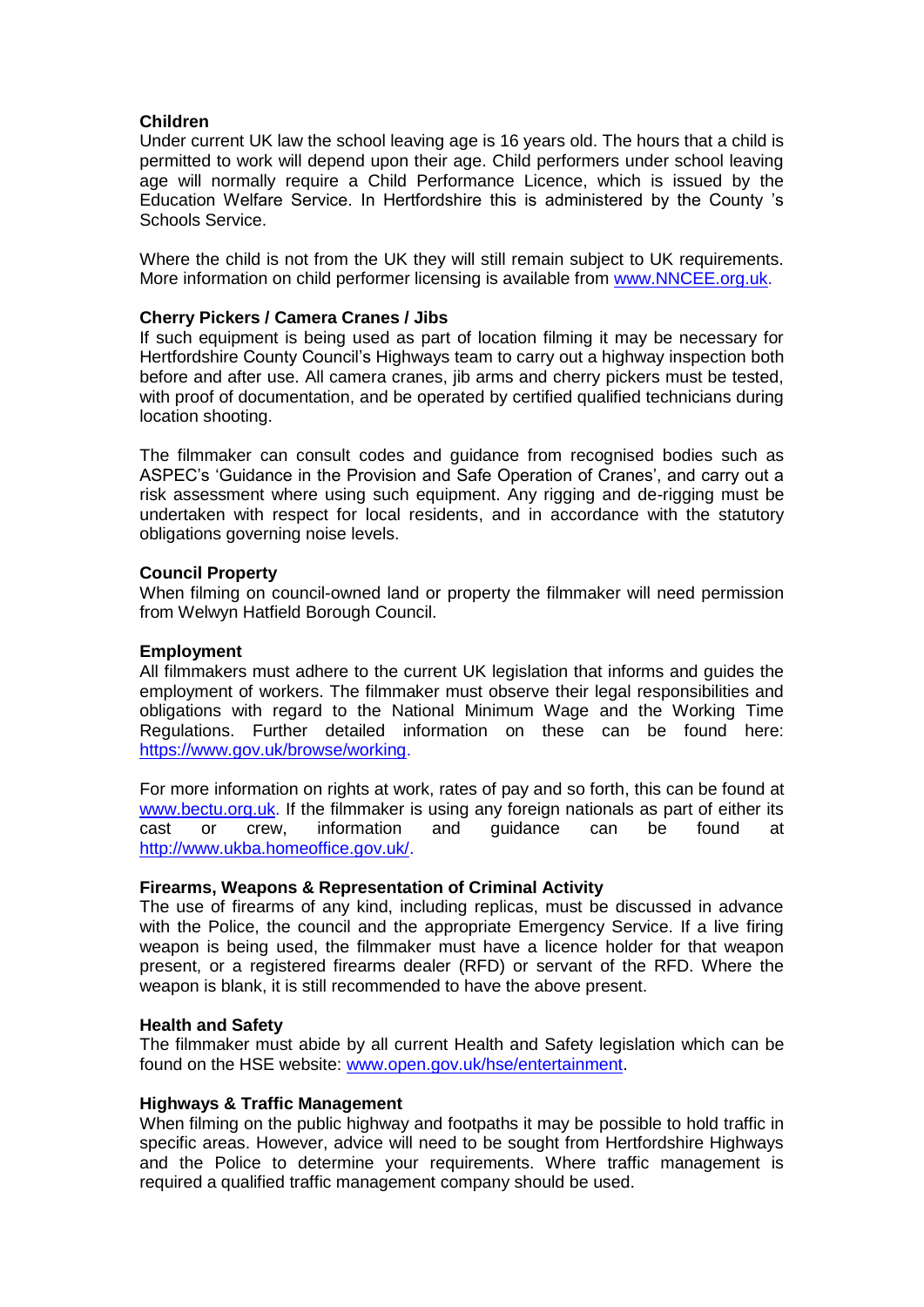**Children**

Under current UK law the school leaving age is 16 years old. The hours that a child is permitted to work will depend upon their age. Child performers under school leaving age will normally require a Child Performance Licence, which is issued by the Education Welfare Service. In Hertfordshire this is administered by the County 's Schools Service.

Where the child is not from the UK they will still remain subject to UK requirements. More information on child performer licensing is available from www.NNCEE.org.uk.

**Cherry Pickers / Camera Cranes / Jibs**

If such equipment is being used as part of location filming it may be necessary for Hertfordshire County Council's Highways team to carry out a highway inspection both before and after use. All camera cranes, jib arms and cherry pickers must be tested, with proof of documentation, and be operated by certified qualified technicians during location shooting.

The filmmaker can consult codes and guidance from recognised bodies such as ASPEC's 'Guidance in the Provision and Safe Operation of Cranes', and carry out a risk assessment where using such equipment. Any rigging and de-rigging must be undertaken with respect for local residents, and in accordance with the statutory obligations governing noise levels.

**Council Property**

When filming on council-owned land or property the filmmaker will need permission from Welwyn Hatfield Borough Council.

**Employment**

All filmmakers must adhere to the current UK legislation that informs and guides the employment of workers. The filmmaker must observe their legal responsibilities and obligations with regard to the National Minimum Wage and the Working Time Regulations. Further detailed information on these can be found here: https://www.gov.uk/browse/working.

For more information on rights at work, rates of pay and so forth, this can be found at www.bectu.org.uk. If the filmmaker is using any foreign nationals as part of either its cast or crew, information and guidance can be found at http://www.ukba.homeoffice.gov.uk/.

**Firearms, Weapons & Representation of Criminal Activity**

The use of firearms of any kind, including replicas, must be discussed in advance with the Police, the council and the appropriate Emergency Service. If a live firing weapon is being used, the filmmaker must have a licence holder for that weapon present, or a registered firearms dealer (RFD) or servant of the RFD. Where the weapon is blank, it is still recommended to have the above present.

**Health and Safety**

The filmmaker must abide by all current Health and Safety legislation which can be found on the HSE website: www.open.gov.uk/hse/entertainment.

**Highways & Traffic Management**

When filming on the public highway and footpaths it may be possible to hold traffic in specific areas. However, advice will need to be sought from Hertfordshire Highways and the Police to determine your requirements. Where traffic management is required a qualified traffic management company should be used.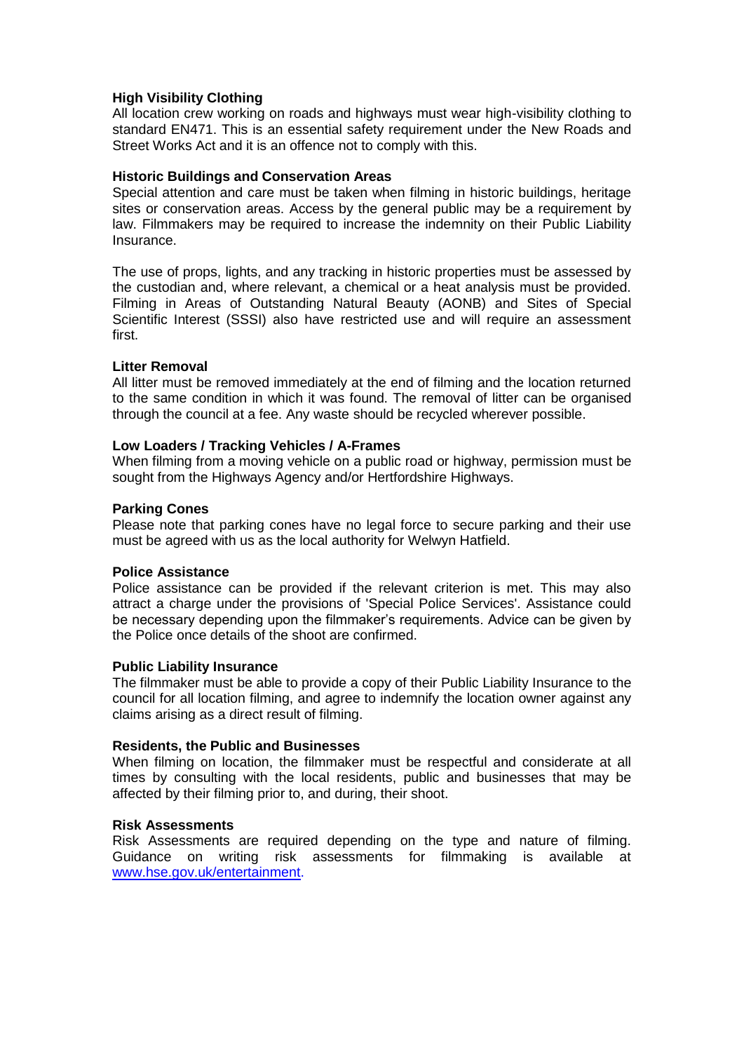**High Visibility Clothing**
All location crew working on roads and highways must wear high-visibility clothing to standard EN471. This is an essential safety requirement under the New Roads and Street Works Act and it is an offence not to comply with this.

**Historic Buildings and Conservation Areas**
Special attention and care must be taken when filming in historic buildings, heritage sites or conservation areas. Access by the general public may be a requirement by law. Filmmakers may be required to increase the indemnity on their Public Liability Insurance.

The use of props, lights, and any tracking in historic properties must be assessed by the custodian and, where relevant, a chemical or a heat analysis must be provided. Filming in Areas of Outstanding Natural Beauty (AONB) and Sites of Special Scientific Interest (SSSI) also have restricted use and will require an assessment first.

**Litter Removal**
All litter must be removed immediately at the end of filming and the location returned to the same condition in which it was found. The removal of litter can be organised through the council at a fee. Any waste should be recycled wherever possible.

**Low Loaders / Tracking Vehicles / A-Frames**
When filming from a moving vehicle on a public road or highway, permission must be sought from the Highways Agency and/or Hertfordshire Highways.

**Parking Cones**
Please note that parking cones have no legal force to secure parking and their use must be agreed with us as the local authority for Welwyn Hatfield.

**Police Assistance**
Police assistance can be provided if the relevant criterion is met. This may also attract a charge under the provisions of 'Special Police Services'. Assistance could be necessary depending upon the filmmaker's requirements. Advice can be given by the Police once details of the shoot are confirmed.

**Public Liability Insurance**
The filmmaker must be able to provide a copy of their Public Liability Insurance to the council for all location filming, and agree to indemnify the location owner against any claims arising as a direct result of filming.

**Residents, the Public and Businesses**
When filming on location, the filmmaker must be respectful and considerate at all times by consulting with the local residents, public and businesses that may be affected by their filming prior to, and during, their shoot.

**Risk Assessments**
Risk Assessments are required depending on the type and nature of filming. Guidance on writing risk assessments for filmmaking is available at www.hse.gov.uk/entertainment.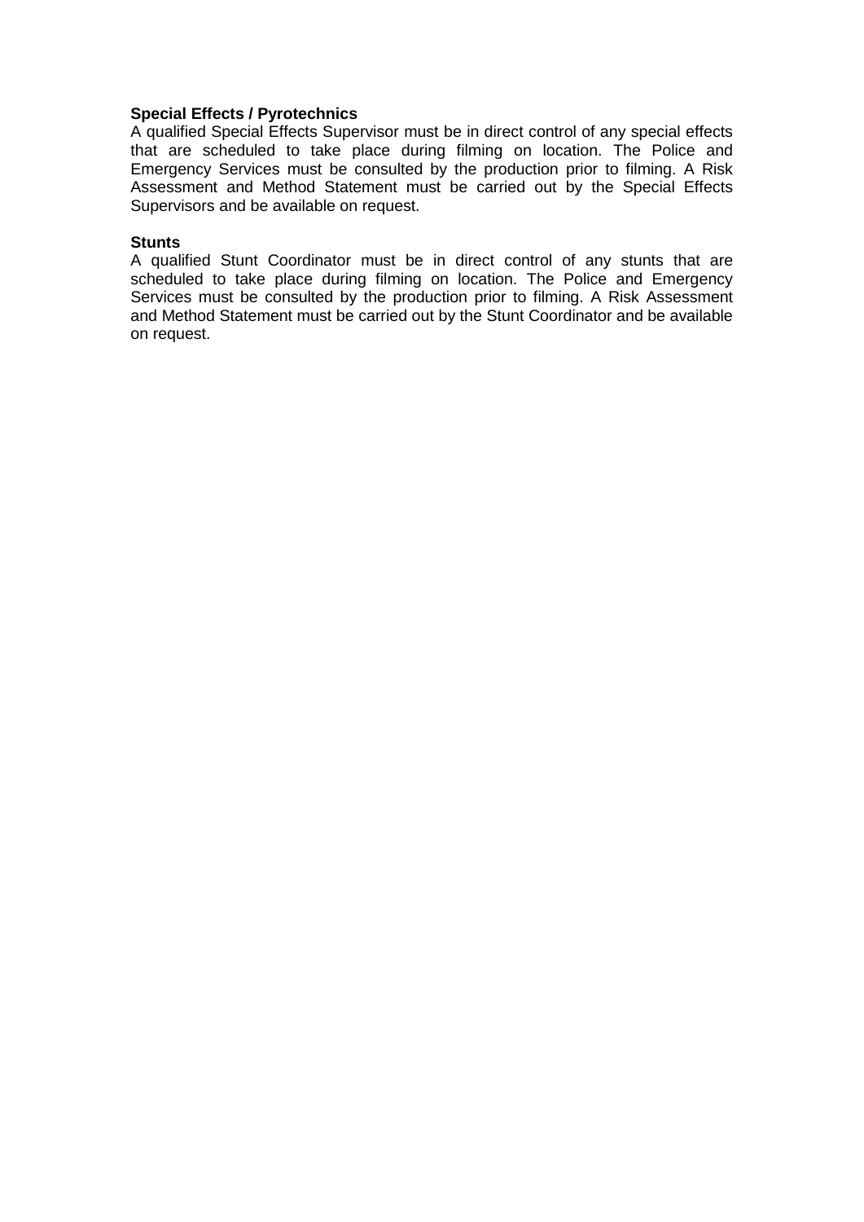**Special Effects / Pyrotechnics**

A qualified Special Effects Supervisor must be in direct control of any special effects that are scheduled to take place during filming on location. The Police and Emergency Services must be consulted by the production prior to filming. A Risk Assessment and Method Statement must be carried out by the Special Effects Supervisors and be available on request.

**Stunts**

A qualified Stunt Coordinator must be in direct control of any stunts that are scheduled to take place during filming on location. The Police and Emergency Services must be consulted by the production prior to filming. A Risk Assessment and Method Statement must be carried out by the Stunt Coordinator and be available on request.